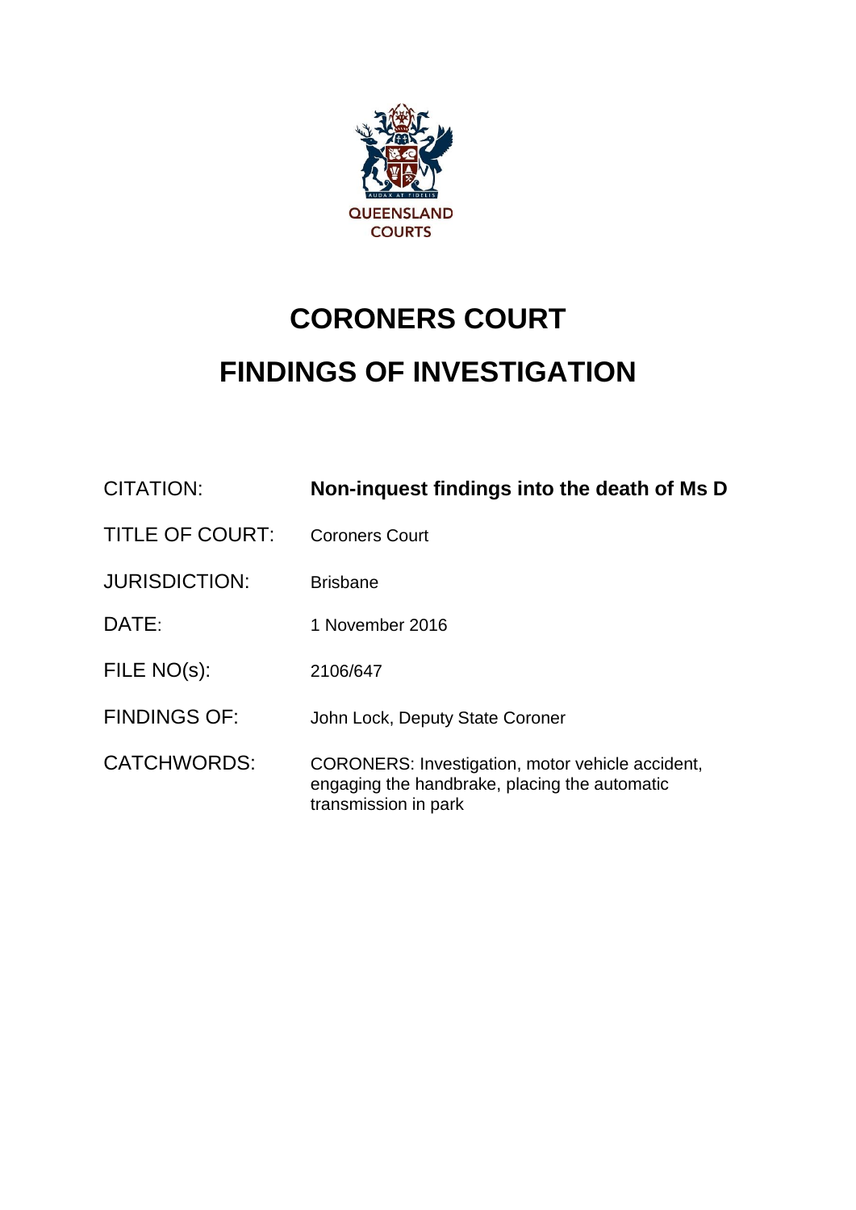QUEENSLAND COURTS

# CORONERS COURT

# FINDINGS OF INVESTIGATION

| | |
|---|---|
| CITATION: | **Non-inquest findings into the death of Ms D** |
| TITLE OF COURT: | Coroners Court |
| JURISDICTION: | Brisbane |
| DATE: | 1 November 2016 |
| FILE NO(s): | 2106/647 |
| FINDINGS OF: | John Lock, Deputy State Coroner |
| CATCHWORDS: | CORONERS: Investigation, motor vehicle accident, engaging the handbrake, placing the automatic transmission in park |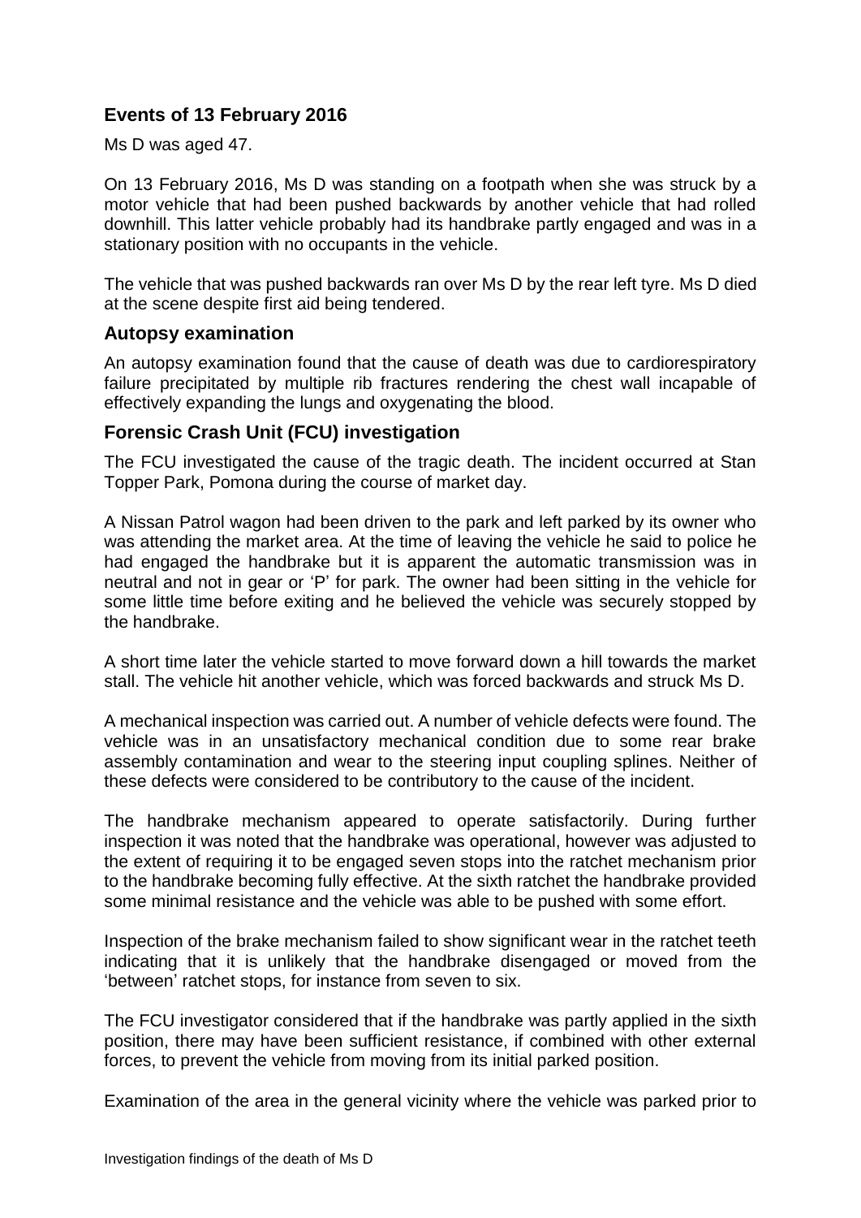## Events of 13 February 2016

Ms D was aged 47.

On 13 February 2016, Ms D was standing on a footpath when she was struck by a motor vehicle that had been pushed backwards by another vehicle that had rolled downhill. This latter vehicle probably had its handbrake partly engaged and was in a stationary position with no occupants in the vehicle.

The vehicle that was pushed backwards ran over Ms D by the rear left tyre. Ms D died at the scene despite first aid being tendered.

### Autopsy examination

An autopsy examination found that the cause of death was due to cardiorespiratory failure precipitated by multiple rib fractures rendering the chest wall incapable of effectively expanding the lungs and oxygenating the blood.

### Forensic Crash Unit (FCU) investigation

The FCU investigated the cause of the tragic death. The incident occurred at Stan Topper Park, Pomona during the course of market day.

A Nissan Patrol wagon had been driven to the park and left parked by its owner who was attending the market area. At the time of leaving the vehicle he said to police he had engaged the handbrake but it is apparent the automatic transmission was in neutral and not in gear or 'P' for park. The owner had been sitting in the vehicle for some little time before exiting and he believed the vehicle was securely stopped by the handbrake.

A short time later the vehicle started to move forward down a hill towards the market stall. The vehicle hit another vehicle, which was forced backwards and struck Ms D.

A mechanical inspection was carried out. A number of vehicle defects were found. The vehicle was in an unsatisfactory mechanical condition due to some rear brake assembly contamination and wear to the steering input coupling splines. Neither of these defects were considered to be contributory to the cause of the incident.

The handbrake mechanism appeared to operate satisfactorily. During further inspection it was noted that the handbrake was operational, however was adjusted to the extent of requiring it to be engaged seven stops into the ratchet mechanism prior to the handbrake becoming fully effective. At the sixth ratchet the handbrake provided some minimal resistance and the vehicle was able to be pushed with some effort.

Inspection of the brake mechanism failed to show significant wear in the ratchet teeth indicating that it is unlikely that the handbrake disengaged or moved from the 'between' ratchet stops, for instance from seven to six.

The FCU investigator considered that if the handbrake was partly applied in the sixth position, there may have been sufficient resistance, if combined with other external forces, to prevent the vehicle from moving from its initial parked position.

Examination of the area in the general vicinity where the vehicle was parked prior to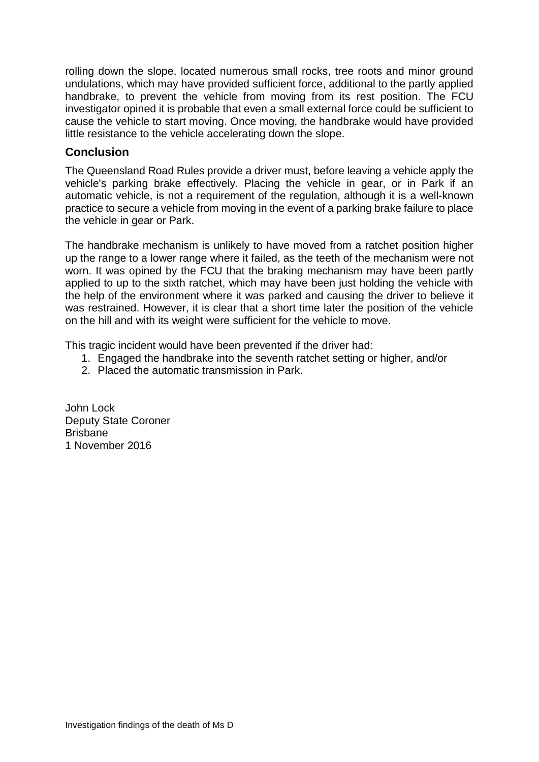rolling down the slope, located numerous small rocks, tree roots and minor ground undulations, which may have provided sufficient force, additional to the partly applied handbrake, to prevent the vehicle from moving from its rest position. The FCU investigator opined it is probable that even a small external force could be sufficient to cause the vehicle to start moving. Once moving, the handbrake would have provided little resistance to the vehicle accelerating down the slope.

## Conclusion

The Queensland Road Rules provide a driver must, before leaving a vehicle apply the vehicle's parking brake effectively. Placing the vehicle in gear, or in Park if an automatic vehicle, is not a requirement of the regulation, although it is a well-known practice to secure a vehicle from moving in the event of a parking brake failure to place the vehicle in gear or Park.

The handbrake mechanism is unlikely to have moved from a ratchet position higher up the range to a lower range where it failed, as the teeth of the mechanism were not worn. It was opined by the FCU that the braking mechanism may have been partly applied to up to the sixth ratchet, which may have been just holding the vehicle with the help of the environment where it was parked and causing the driver to believe it was restrained. However, it is clear that a short time later the position of the vehicle on the hill and with its weight were sufficient for the vehicle to move.

This tragic incident would have been prevented if the driver had:

1. Engaged the handbrake into the seventh ratchet setting or higher, and/or
2. Placed the automatic transmission in Park.

John Lock
Deputy State Coroner
Brisbane
1 November 2016